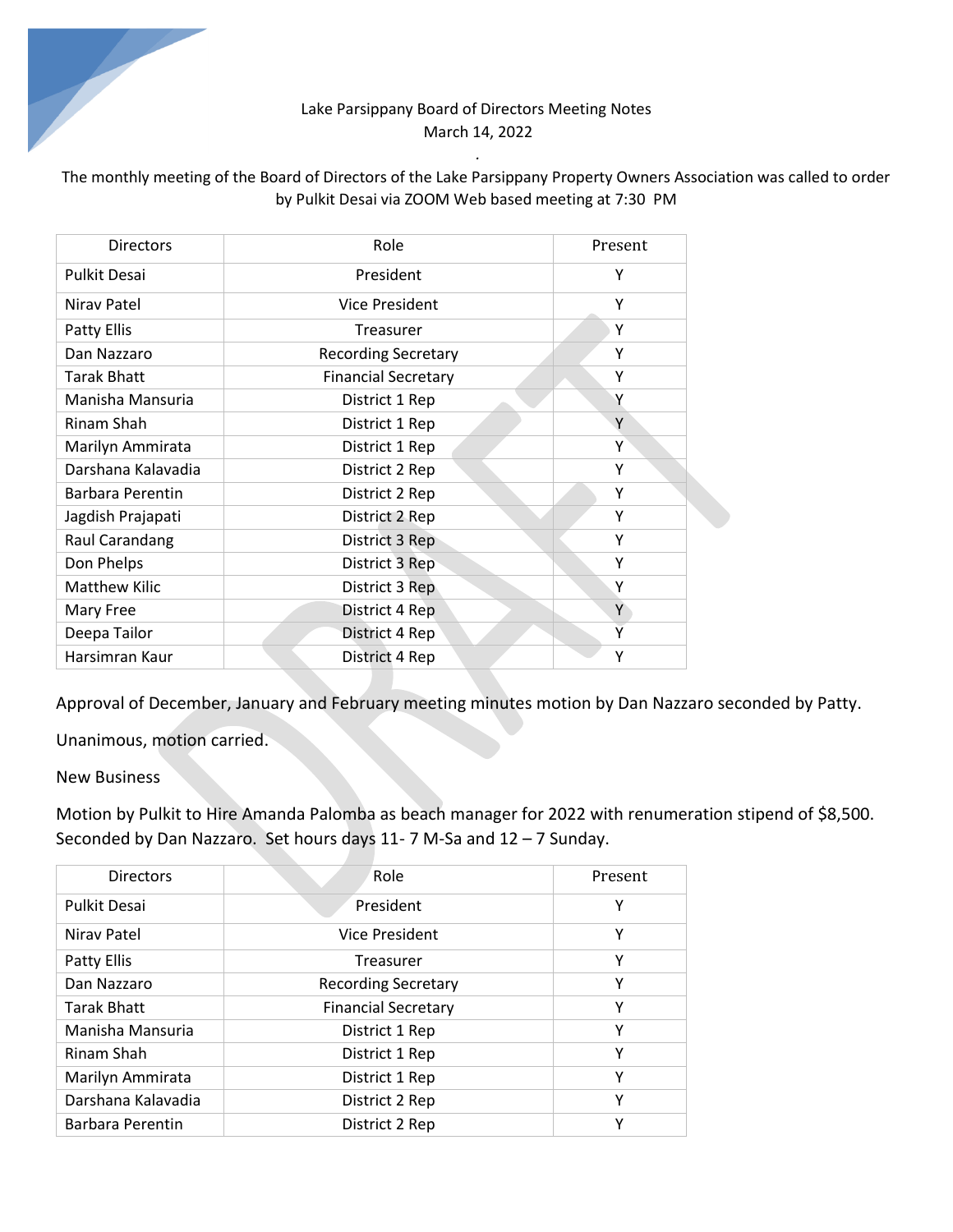Lake Parsippany Board of Directors Meeting Notes
March 14, 2022

The monthly meeting of the Board of Directors of the Lake Parsippany Property Owners Association was called to order by Pulkit Desai via ZOOM Web based meeting at 7:30 PM

| Directors | Role | Present |
|---|---|---|
| Pulkit Desai | President | Y |
| Nirav Patel | Vice President | Y |
| Patty Ellis | Treasurer | Y |
| Dan Nazzaro | Recording Secretary | Y |
| Tarak Bhatt | Financial Secretary | Y |
| Manisha Mansuria | District 1 Rep | Y |
| Rinam Shah | District 1 Rep | Y |
| Marilyn Ammirata | District 1 Rep | Y |
| Darshana Kalavadia | District 2 Rep | Y |
| Barbara Perentin | District 2 Rep | Y |
| Jagdish Prajapati | District 2 Rep | Y |
| Raul Carandang | District 3 Rep | Y |
| Don Phelps | District 3 Rep | Y |
| Matthew Kilic | District 3 Rep | Y |
| Mary Free | District 4 Rep | Y |
| Deepa Tailor | District 4 Rep | Y |
| Harsimran Kaur | District 4 Rep | Y |

Approval of December, January and February meeting minutes motion by Dan Nazzaro seconded by Patty.

Unanimous, motion carried.

New Business

Motion by Pulkit to Hire Amanda Palomba as beach manager for 2022 with renumeration stipend of $8,500. Seconded by Dan Nazzaro. Set hours days 11- 7 M-Sa and 12 – 7 Sunday.

| Directors | Role | Present |
|---|---|---|
| Pulkit Desai | President | Y |
| Nirav Patel | Vice President | Y |
| Patty Ellis | Treasurer | Y |
| Dan Nazzaro | Recording Secretary | Y |
| Tarak Bhatt | Financial Secretary | Y |
| Manisha Mansuria | District 1 Rep | Y |
| Rinam Shah | District 1 Rep | Y |
| Marilyn Ammirata | District 1 Rep | Y |
| Darshana Kalavadia | District 2 Rep | Y |
| Barbara Perentin | District 2 Rep | Y |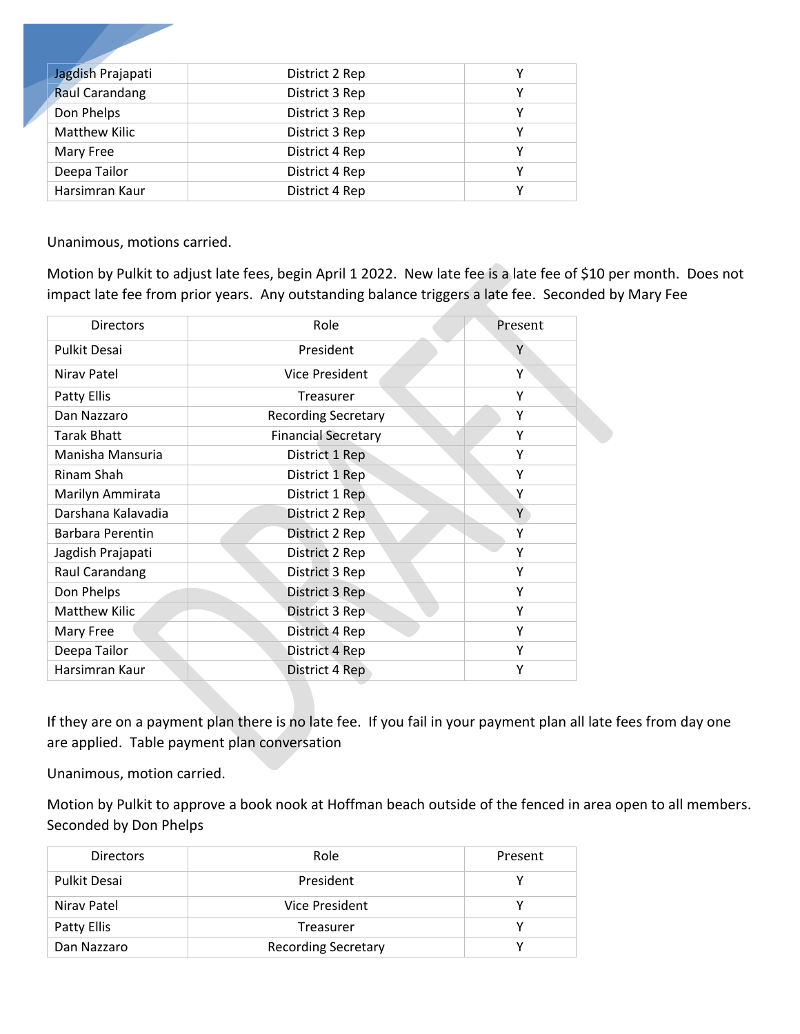| Jagdish Prajapati | District 2 Rep | Y |
|---|---|---|
| Raul Carandang | District 3 Rep | Y |
| Don Phelps | District 3 Rep | Y |
| Matthew Kilic | District 3 Rep | Y |
| Mary Free | District 4 Rep | Y |
| Deepa Tailor | District 4 Rep | Y |
| Harsimran Kaur | District 4 Rep | Y |

Unanimous, motions carried.

Motion by Pulkit to adjust late fees, begin April 1 2022. New late fee is a late fee of $10 per month. Does not impact late fee from prior years. Any outstanding balance triggers a late fee. Seconded by Mary Fee

| Directors | Role | Present |
|---|---|---|
| Pulkit Desai | President | Y |
| Nirav Patel | Vice President | Y |
| Patty Ellis | Treasurer | Y |
| Dan Nazzaro | Recording Secretary | Y |
| Tarak Bhatt | Financial Secretary | Y |
| Manisha Mansuria | District 1 Rep | Y |
| Rinam Shah | District 1 Rep | Y |
| Marilyn Ammirata | District 1 Rep | Y |
| Darshana Kalavadia | District 2 Rep | Y |
| Barbara Perentin | District 2 Rep | Y |
| Jagdish Prajapati | District 2 Rep | Y |
| Raul Carandang | District 3 Rep | Y |
| Don Phelps | District 3 Rep | Y |
| Matthew Kilic | District 3 Rep | Y |
| Mary Free | District 4 Rep | Y |
| Deepa Tailor | District 4 Rep | Y |
| Harsimran Kaur | District 4 Rep | Y |

If they are on a payment plan there is no late fee. If you fail in your payment plan all late fees from day one are applied. Table payment plan conversation

Unanimous, motion carried.

Motion by Pulkit to approve a book nook at Hoffman beach outside of the fenced in area open to all members. Seconded by Don Phelps

| Directors | Role | Present |
|---|---|---|
| Pulkit Desai | President | Y |
| Nirav Patel | Vice President | Y |
| Patty Ellis | Treasurer | Y |
| Dan Nazzaro | Recording Secretary | Y |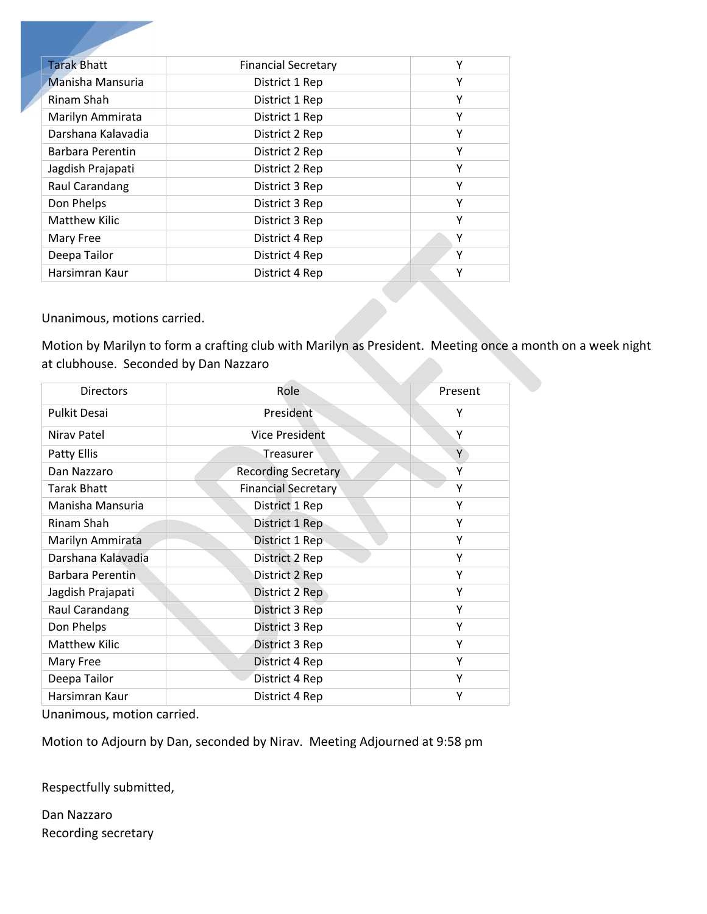| | | |
|---|---|---|
| Tarak Bhatt | Financial Secretary | Y |
| Manisha Mansuria | District 1 Rep | Y |
| Rinam Shah | District 1 Rep | Y |
| Marilyn Ammirata | District 1 Rep | Y |
| Darshana Kalavadia | District 2 Rep | Y |
| Barbara Perentin | District 2 Rep | Y |
| Jagdish Prajapati | District 2 Rep | Y |
| Raul Carandang | District 3 Rep | Y |
| Don Phelps | District 3 Rep | Y |
| Matthew Kilic | District 3 Rep | Y |
| Mary Free | District 4 Rep | Y |
| Deepa Tailor | District 4 Rep | Y |
| Harsimran Kaur | District 4 Rep | Y |

Unanimous, motions carried.

Motion by Marilyn to form a crafting club with Marilyn as President. Meeting once a month on a week night at clubhouse. Seconded by Dan Nazzaro

| Directors | Role | Present |
|---|---|---|
| Pulkit Desai | President | Y |
| Nirav Patel | Vice President | Y |
| Patty Ellis | Treasurer | Y |
| Dan Nazzaro | Recording Secretary | Y |
| Tarak Bhatt | Financial Secretary | Y |
| Manisha Mansuria | District 1 Rep | Y |
| Rinam Shah | District 1 Rep | Y |
| Marilyn Ammirata | District 1 Rep | Y |
| Darshana Kalavadia | District 2 Rep | Y |
| Barbara Perentin | District 2 Rep | Y |
| Jagdish Prajapati | District 2 Rep | Y |
| Raul Carandang | District 3 Rep | Y |
| Don Phelps | District 3 Rep | Y |
| Matthew Kilic | District 3 Rep | Y |
| Mary Free | District 4 Rep | Y |
| Deepa Tailor | District 4 Rep | Y |
| Harsimran Kaur | District 4 Rep | Y |

Unanimous, motion carried.

Motion to Adjourn by Dan, seconded by Nirav. Meeting Adjourned at 9:58 pm

Respectfully submitted,

Dan Nazzaro
Recording secretary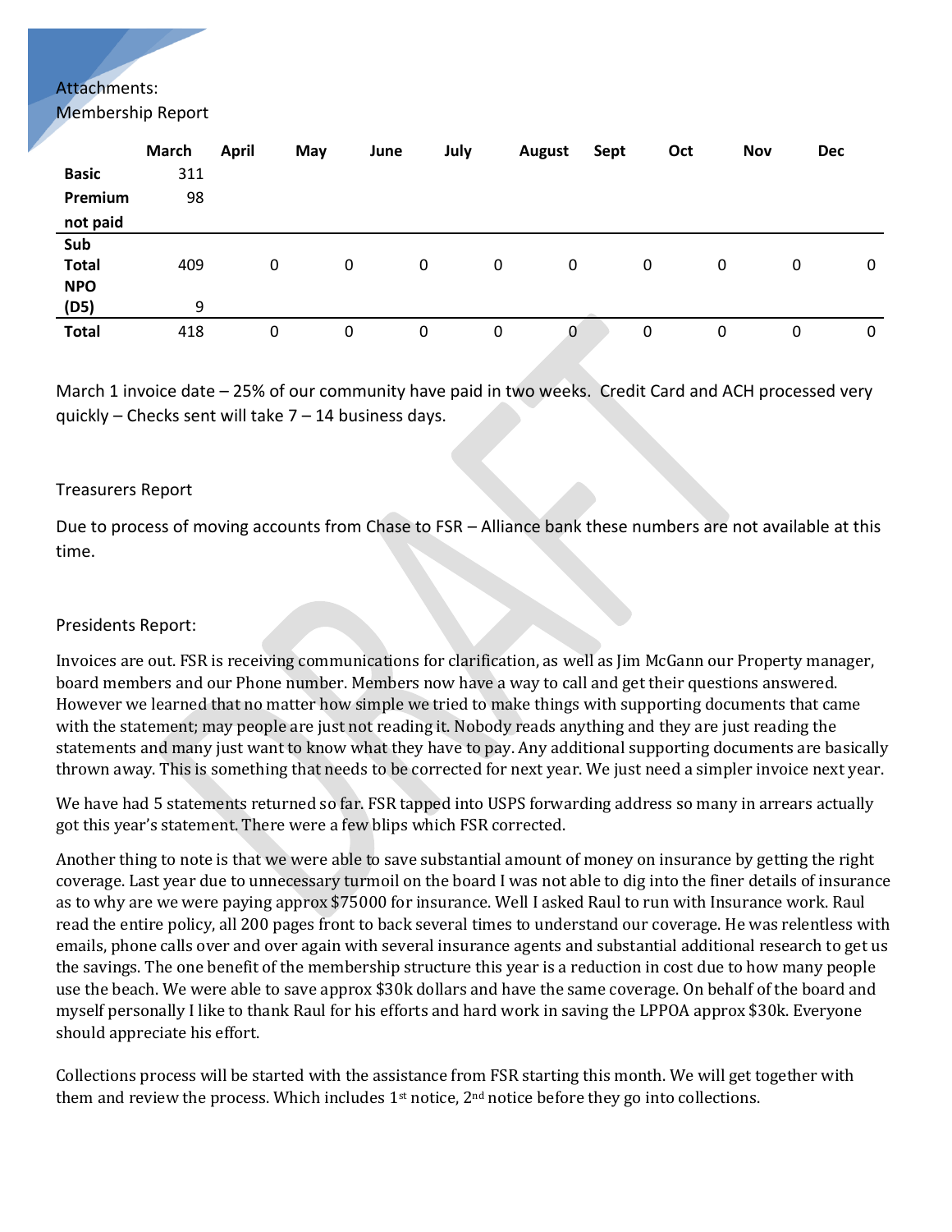Attachments:

Membership Report

| | March | April | May | June | July | August | Sept | Oct | Nov | Dec |
|---|---|---|---|---|---|---|---|---|---|---|
| **Basic** | 311 | | | | | | | | | |
| **Premium** | 98 | | | | | | | | | |
| **not paid** | | | | | | | | | | |
| **Sub Total** | 409 | 0 | 0 | 0 | 0 | 0 | 0 | 0 | 0 | 0 |
| **NPO (D5)** | 9 | | | | | | | | | |
| **Total** | 418 | 0 | 0 | 0 | 0 | 0 | 0 | 0 | 0 | 0 |

March 1 invoice date – 25% of our community have paid in two weeks. Credit Card and ACH processed very quickly – Checks sent will take 7 – 14 business days.

Treasurers Report

Due to process of moving accounts from Chase to FSR – Alliance bank these numbers are not available at this time.

Presidents Report:

Invoices are out. FSR is receiving communications for clarification, as well as Jim McGann our Property manager, board members and our Phone number. Members now have a way to call and get their questions answered. However we learned that no matter how simple we tried to make things with supporting documents that came with the statement; may people are just not reading it. Nobody reads anything and they are just reading the statements and many just want to know what they have to pay. Any additional supporting documents are basically thrown away. This is something that needs to be corrected for next year. We just need a simpler invoice next year.

We have had 5 statements returned so far. FSR tapped into USPS forwarding address so many in arrears actually got this year's statement. There were a few blips which FSR corrected.

Another thing to note is that we were able to save substantial amount of money on insurance by getting the right coverage. Last year due to unnecessary turmoil on the board I was not able to dig into the finer details of insurance as to why are we were paying approx $75000 for insurance. Well I asked Raul to run with Insurance work. Raul read the entire policy, all 200 pages front to back several times to understand our coverage. He was relentless with emails, phone calls over and over again with several insurance agents and substantial additional research to get us the savings. The one benefit of the membership structure this year is a reduction in cost due to how many people use the beach. We were able to save approx $30k dollars and have the same coverage. On behalf of the board and myself personally I like to thank Raul for his efforts and hard work in saving the LPPOA approx $30k. Everyone should appreciate his effort.

Collections process will be started with the assistance from FSR starting this month. We will get together with them and review the process. Which includes 1st notice, 2nd notice before they go into collections.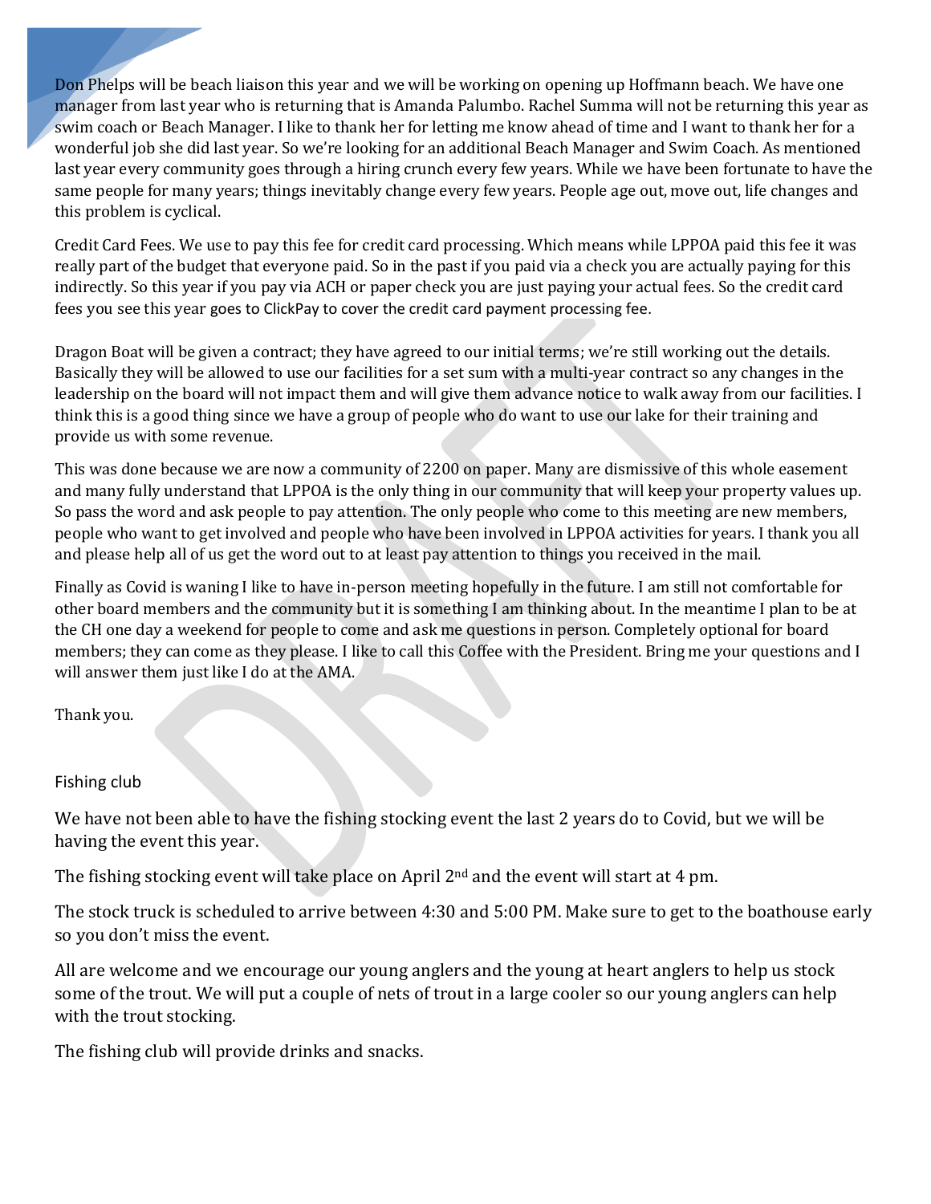Don Phelps will be beach liaison this year and we will be working on opening up Hoffmann beach. We have one manager from last year who is returning that is Amanda Palumbo. Rachel Summa will not be returning this year as swim coach or Beach Manager. I like to thank her for letting me know ahead of time and I want to thank her for a wonderful job she did last year. So we're looking for an additional Beach Manager and Swim Coach. As mentioned last year every community goes through a hiring crunch every few years. While we have been fortunate to have the same people for many years; things inevitably change every few years. People age out, move out, life changes and this problem is cyclical.

Credit Card Fees. We use to pay this fee for credit card processing. Which means while LPPOA paid this fee it was really part of the budget that everyone paid. So in the past if you paid via a check you are actually paying for this indirectly. So this year if you pay via ACH or paper check you are just paying your actual fees. So the credit card fees you see this year goes to ClickPay to cover the credit card payment processing fee.

Dragon Boat will be given a contract; they have agreed to our initial terms; we're still working out the details. Basically they will be allowed to use our facilities for a set sum with a multi-year contract so any changes in the leadership on the board will not impact them and will give them advance notice to walk away from our facilities. I think this is a good thing since we have a group of people who do want to use our lake for their training and provide us with some revenue.

This was done because we are now a community of 2200 on paper. Many are dismissive of this whole easement and many fully understand that LPPOA is the only thing in our community that will keep your property values up. So pass the word and ask people to pay attention. The only people who come to this meeting are new members, people who want to get involved and people who have been involved in LPPOA activities for years. I thank you all and please help all of us get the word out to at least pay attention to things you received in the mail.

Finally as Covid is waning I like to have in-person meeting hopefully in the future. I am still not comfortable for other board members and the community but it is something I am thinking about. In the meantime I plan to be at the CH one day a weekend for people to come and ask me questions in person. Completely optional for board members; they can come as they please. I like to call this Coffee with the President. Bring me your questions and I will answer them just like I do at the AMA.

Thank you.

Fishing club

We have not been able to have the fishing stocking event the last 2 years do to Covid, but we will be having the event this year.

The fishing stocking event will take place on April 2nd and the event will start at 4 pm.

The stock truck is scheduled to arrive between 4:30 and 5:00 PM. Make sure to get to the boathouse early so you don't miss the event.

All are welcome and we encourage our young anglers and the young at heart anglers to help us stock some of the trout. We will put a couple of nets of trout in a large cooler so our young anglers can help with the trout stocking.

The fishing club will provide drinks and snacks.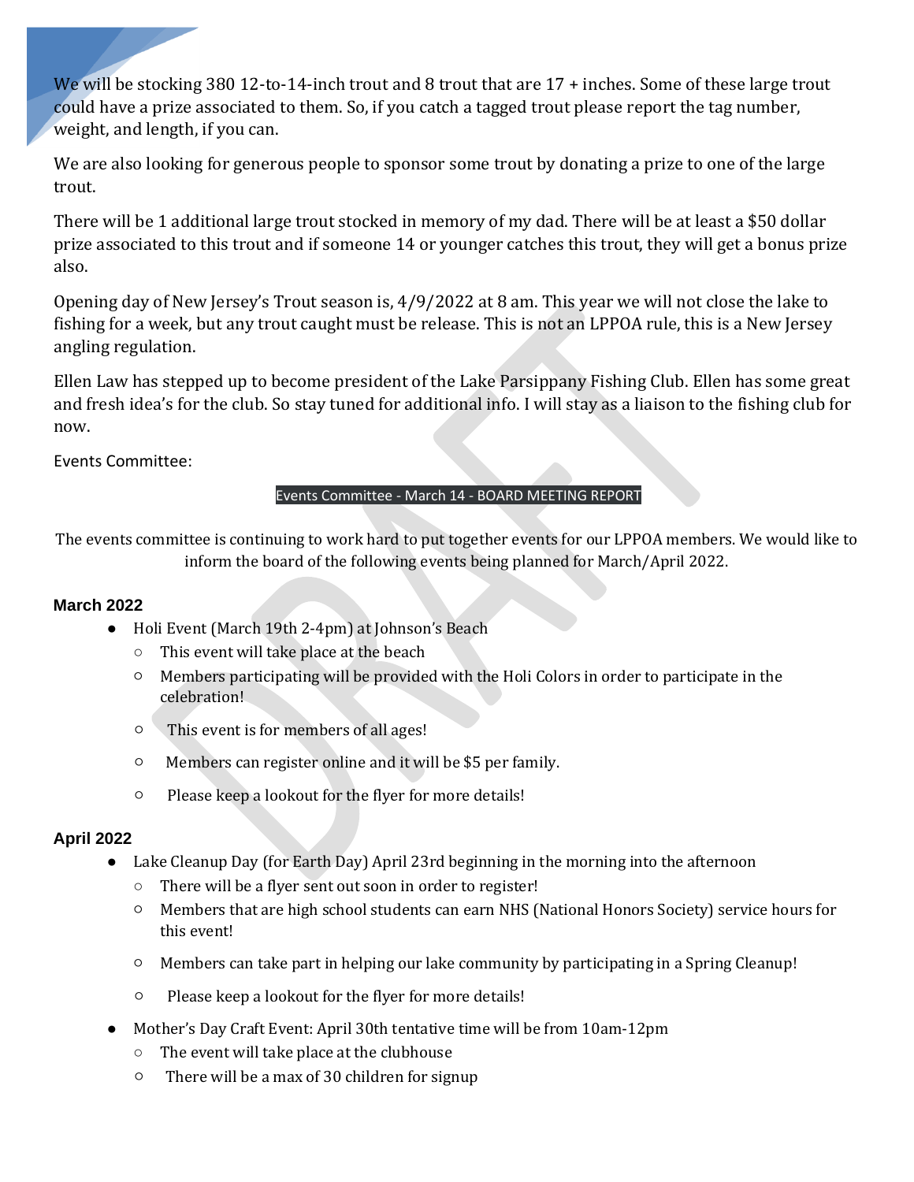We will be stocking 380 12-to-14-inch trout and 8 trout that are 17 + inches. Some of these large trout could have a prize associated to them. So, if you catch a tagged trout please report the tag number, weight, and length, if you can.

We are also looking for generous people to sponsor some trout by donating a prize to one of the large trout.

There will be 1 additional large trout stocked in memory of my dad. There will be at least a $50 dollar prize associated to this trout and if someone 14 or younger catches this trout, they will get a bonus prize also.

Opening day of New Jersey's Trout season is, 4/9/2022 at 8 am. This year we will not close the lake to fishing for a week, but any trout caught must be release. This is not an LPPOA rule, this is a New Jersey angling regulation.

Ellen Law has stepped up to become president of the Lake Parsippany Fishing Club. Ellen has some great and fresh idea's for the club. So stay tuned for additional info. I will stay as a liaison to the fishing club for now.

Events Committee:

**Events Committee - March 14 - BOARD MEETING REPORT**

The events committee is continuing to work hard to put together events for our LPPOA members. We would like to inform the board of the following events being planned for March/April 2022.

### March 2022

- Holi Event (March 19th 2-4pm) at Johnson's Beach
  - This event will take place at the beach
  - Members participating will be provided with the Holi Colors in order to participate in the celebration!
  - This event is for members of all ages!
  - Members can register online and it will be $5 per family.
  - Please keep a lookout for the flyer for more details!

### April 2022

- Lake Cleanup Day (for Earth Day) April 23rd beginning in the morning into the afternoon
  - There will be a flyer sent out soon in order to register!
  - Members that are high school students can earn NHS (National Honors Society) service hours for this event!
  - Members can take part in helping our lake community by participating in a Spring Cleanup!
  - Please keep a lookout for the flyer for more details!
- Mother's Day Craft Event: April 30th tentative time will be from 10am-12pm
  - The event will take place at the clubhouse
  - There will be a max of 30 children for signup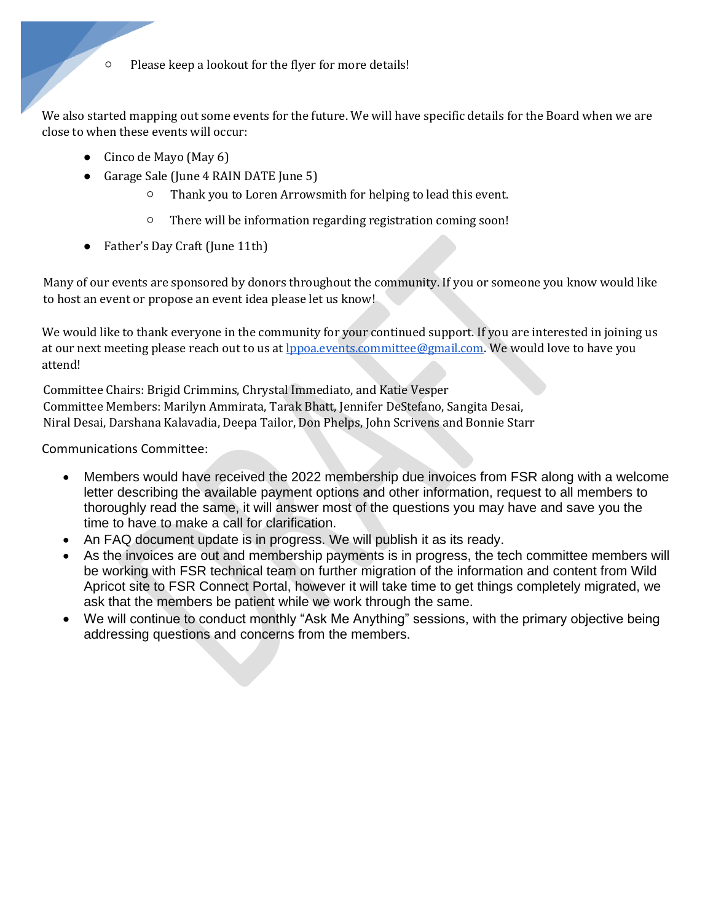- Please keep a lookout for the flyer for more details!

We also started mapping out some events for the future. We will have specific details for the Board when we are close to when these events will occur:

- Cinco de Mayo (May 6)
- Garage Sale (June 4 RAIN DATE June 5)
   - Thank you to Loren Arrowsmith for helping to lead this event.
   - There will be information regarding registration coming soon!
- Father's Day Craft (June 11th)

Many of our events are sponsored by donors throughout the community. If you or someone you know would like to host an event or propose an event idea please let us know!

We would like to thank everyone in the community for your continued support. If you are interested in joining us at our next meeting please reach out to us at lppoa.events.committee@gmail.com. We would love to have you attend!

Committee Chairs: Brigid Crimmins, Chrystal Immediato, and Katie Vesper
Committee Members: Marilyn Ammirata, Tarak Bhatt, Jennifer DeStefano, Sangita Desai, Niral Desai, Darshana Kalavadia, Deepa Tailor, Don Phelps, John Scrivens and Bonnie Starr

Communications Committee:

- Members would have received the 2022 membership due invoices from FSR along with a welcome letter describing the available payment options and other information, request to all members to thoroughly read the same, it will answer most of the questions you may have and save you the time to have to make a call for clarification.
- An FAQ document update is in progress. We will publish it as its ready.
- As the invoices are out and membership payments is in progress, the tech committee members will be working with FSR technical team on further migration of the information and content from Wild Apricot site to FSR Connect Portal, however it will take time to get things completely migrated, we ask that the members be patient while we work through the same.
- We will continue to conduct monthly "Ask Me Anything" sessions, with the primary objective being addressing questions and concerns from the members.